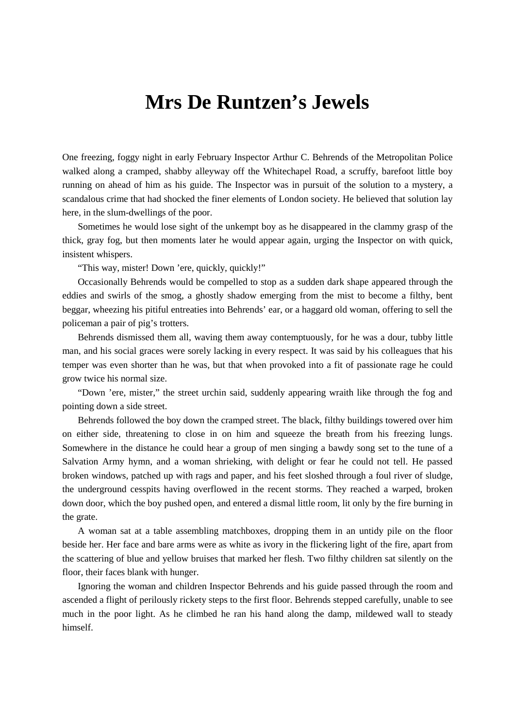# Mrs De Runtzen's Jewels

One freezing, foggy night in early February Inspector Arthur C. Behrends of the Metropolitan Police walked along a cramped, shabby alleyway off the Whitechapel Road, a scruffy, barefoot little boy running on ahead of him as his guide. The Inspector was in pursuit of the solution to a mystery, a scandalous crime that had shocked the finer elements of London society. He believed that solution lay here, in the slum-dwellings of the poor.

Sometimes he would lose sight of the unkempt boy as he disappeared in the clammy grasp of the thick, gray fog, but then moments later he would appear again, urging the Inspector on with quick, insistent whispers.

"This way, mister! Down 'ere, quickly, quickly!"

Occasionally Behrends would be compelled to stop as a sudden dark shape appeared through the eddies and swirls of the smog, a ghostly shadow emerging from the mist to become a filthy, bent beggar, wheezing his pitiful entreaties into Behrends' ear, or a haggard old woman, offering to sell the policeman a pair of pig's trotters.

Behrends dismissed them all, waving them away contemptuously, for he was a dour, tubby little man, and his social graces were sorely lacking in every respect. It was said by his colleagues that his temper was even shorter than he was, but that when provoked into a fit of passionate rage he could grow twice his normal size.

"Down 'ere, mister," the street urchin said, suddenly appearing wraith like through the fog and pointing down a side street.

Behrends followed the boy down the cramped street. The black, filthy buildings towered over him on either side, threatening to close in on him and squeeze the breath from his freezing lungs. Somewhere in the distance he could hear a group of men singing a bawdy song set to the tune of a Salvation Army hymn, and a woman shrieking, with delight or fear he could not tell. He passed broken windows, patched up with rags and paper, and his feet sloshed through a foul river of sludge, the underground cesspits having overflowed in the recent storms. They reached a warped, broken down door, which the boy pushed open, and entered a dismal little room, lit only by the fire burning in the grate.

A woman sat at a table assembling matchboxes, dropping them in an untidy pile on the floor beside her. Her face and bare arms were as white as ivory in the flickering light of the fire, apart from the scattering of blue and yellow bruises that marked her flesh. Two filthy children sat silently on the floor, their faces blank with hunger.

Ignoring the woman and children Inspector Behrends and his guide passed through the room and ascended a flight of perilously rickety steps to the first floor. Behrends stepped carefully, unable to see much in the poor light. As he climbed he ran his hand along the damp, mildewed wall to steady himself.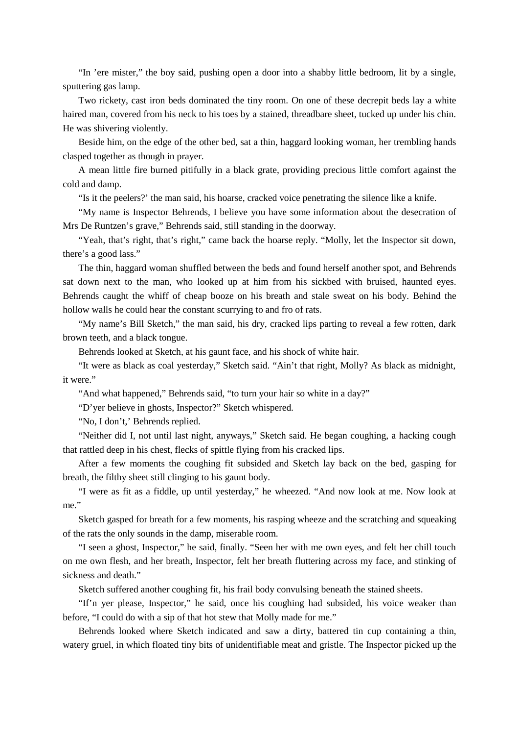“In ’ere mister,” the boy said, pushing open a door into a shabby little bedroom, lit by a single, sputtering gas lamp.

Two rickety, cast iron beds dominated the tiny room. On one of these decrepit beds lay a white haired man, covered from his neck to his toes by a stained, threadbare sheet, tucked up under his chin. He was shivering violently.

Beside him, on the edge of the other bed, sat a thin, haggard looking woman, her trembling hands clasped together as though in prayer.

A mean little fire burned pitifully in a black grate, providing precious little comfort against the cold and damp.

“Is it the peelers?’ the man said, his hoarse, cracked voice penetrating the silence like a knife.

“My name is Inspector Behrends, I believe you have some information about the desecration of Mrs De Runtzen’s grave,” Behrends said, still standing in the doorway.

“Yeah, that’s right, that’s right,” came back the hoarse reply. “Molly, let the Inspector sit down, there’s a good lass.”

The thin, haggard woman shuffled between the beds and found herself another spot, and Behrends sat down next to the man, who looked up at him from his sickbed with bruised, haunted eyes. Behrends caught the whiff of cheap booze on his breath and stale sweat on his body. Behind the hollow walls he could hear the constant scurrying to and fro of rats.

“My name’s Bill Sketch,” the man said, his dry, cracked lips parting to reveal a few rotten, dark brown teeth, and a black tongue.

Behrends looked at Sketch, at his gaunt face, and his shock of white hair.

“It were as black as coal yesterday,” Sketch said. “Ain’t that right, Molly? As black as midnight, it were.”

“And what happened,” Behrends said, “to turn your hair so white in a day?”

“D’yer believe in ghosts, Inspector?” Sketch whispered.

“No, I don’t,’ Behrends replied.

“Neither did I, not until last night, anyways,” Sketch said. He began coughing, a hacking cough that rattled deep in his chest, flecks of spittle flying from his cracked lips.

After a few moments the coughing fit subsided and Sketch lay back on the bed, gasping for breath, the filthy sheet still clinging to his gaunt body.

“I were as fit as a fiddle, up until yesterday,” he wheezed. “And now look at me. Now look at me.”

Sketch gasped for breath for a few moments, his rasping wheeze and the scratching and squeaking of the rats the only sounds in the damp, miserable room.

“I seen a ghost, Inspector,” he said, finally. “Seen her with me own eyes, and felt her chill touch on me own flesh, and her breath, Inspector, felt her breath fluttering across my face, and stinking of sickness and death.”

Sketch suffered another coughing fit, his frail body convulsing beneath the stained sheets.

“If’n yer please, Inspector,” he said, once his coughing had subsided, his voice weaker than before, “I could do with a sip of that hot stew that Molly made for me.”

Behrends looked where Sketch indicated and saw a dirty, battered tin cup containing a thin, watery gruel, in which floated tiny bits of unidentifiable meat and gristle. The Inspector picked up the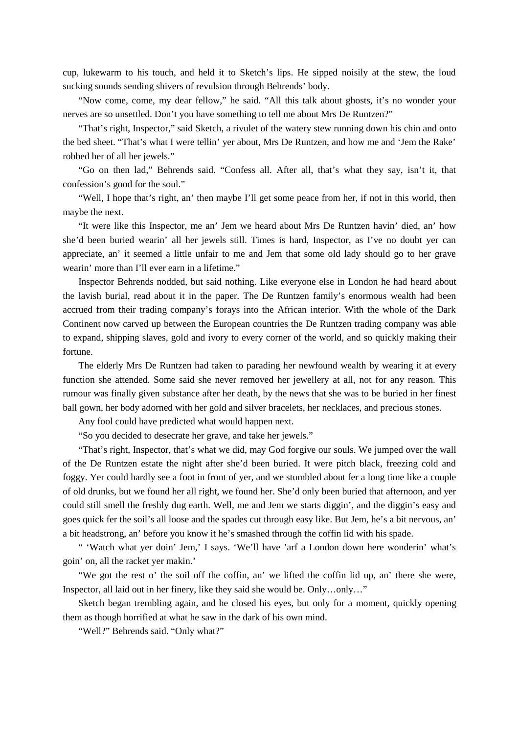cup, lukewarm to his touch, and held it to Sketch's lips. He sipped noisily at the stew, the loud sucking sounds sending shivers of revulsion through Behrends' body.

"Now come, come, my dear fellow," he said. "All this talk about ghosts, it's no wonder your nerves are so unsettled. Don't you have something to tell me about Mrs De Runtzen?"

"That's right, Inspector," said Sketch, a rivulet of the watery stew running down his chin and onto the bed sheet. "That's what I were tellin' yer about, Mrs De Runtzen, and how me and 'Jem the Rake' robbed her of all her jewels."

"Go on then lad," Behrends said. "Confess all. After all, that's what they say, isn't it, that confession's good for the soul."

"Well, I hope that's right, an' then maybe I'll get some peace from her, if not in this world, then maybe the next.

"It were like this Inspector, me an' Jem we heard about Mrs De Runtzen havin' died, an' how she'd been buried wearin' all her jewels still. Times is hard, Inspector, as I've no doubt yer can appreciate, an' it seemed a little unfair to me and Jem that some old lady should go to her grave wearin' more than I'll ever earn in a lifetime."

Inspector Behrends nodded, but said nothing. Like everyone else in London he had heard about the lavish burial, read about it in the paper. The De Runtzen family's enormous wealth had been accrued from their trading company's forays into the African interior. With the whole of the Dark Continent now carved up between the European countries the De Runtzen trading company was able to expand, shipping slaves, gold and ivory to every corner of the world, and so quickly making their fortune.

The elderly Mrs De Runtzen had taken to parading her newfound wealth by wearing it at every function she attended. Some said she never removed her jewellery at all, not for any reason. This rumour was finally given substance after her death, by the news that she was to be buried in her finest ball gown, her body adorned with her gold and silver bracelets, her necklaces, and precious stones.

Any fool could have predicted what would happen next.

"So you decided to desecrate her grave, and take her jewels."

"That's right, Inspector, that's what we did, may God forgive our souls. We jumped over the wall of the De Runtzen estate the night after she'd been buried. It were pitch black, freezing cold and foggy. Yer could hardly see a foot in front of yer, and we stumbled about fer a long time like a couple of old drunks, but we found her all right, we found her. She'd only been buried that afternoon, and yer could still smell the freshly dug earth. Well, me and Jem we starts diggin', and the diggin's easy and goes quick fer the soil's all loose and the spades cut through easy like. But Jem, he's a bit nervous, an' a bit headstrong, an' before you know it he's smashed through the coffin lid with his spade.

" 'Watch what yer doin' Jem,' I says. 'We'll have 'arf a London down here wonderin' what's goin' on, all the racket yer makin.'

"We got the rest o' the soil off the coffin, an' we lifted the coffin lid up, an' there she were, Inspector, all laid out in her finery, like they said she would be. Only…only…"

Sketch began trembling again, and he closed his eyes, but only for a moment, quickly opening them as though horrified at what he saw in the dark of his own mind.

"Well?" Behrends said. "Only what?"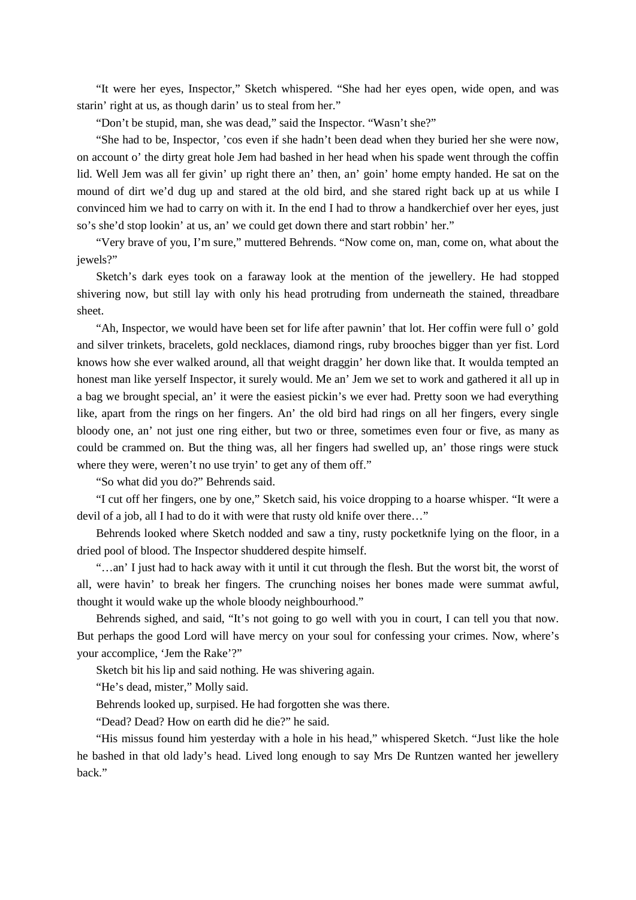"It were her eyes, Inspector," Sketch whispered. "She had her eyes open, wide open, and was starin' right at us, as though darin' us to steal from her."

"Don't be stupid, man, she was dead," said the Inspector. "Wasn't she?"

"She had to be, Inspector, 'cos even if she hadn't been dead when they buried her she were now, on account o' the dirty great hole Jem had bashed in her head when his spade went through the coffin lid. Well Jem was all fer givin' up right there an' then, an' goin' home empty handed. He sat on the mound of dirt we'd dug up and stared at the old bird, and she stared right back up at us while I convinced him we had to carry on with it. In the end I had to throw a handkerchief over her eyes, just so's she'd stop lookin' at us, an' we could get down there and start robbin' her."

"Very brave of you, I'm sure," muttered Behrends. "Now come on, man, come on, what about the jewels?"

Sketch's dark eyes took on a faraway look at the mention of the jewellery. He had stopped shivering now, but still lay with only his head protruding from underneath the stained, threadbare sheet.

"Ah, Inspector, we would have been set for life after pawnin' that lot. Her coffin were full o' gold and silver trinkets, bracelets, gold necklaces, diamond rings, ruby brooches bigger than yer fist. Lord knows how she ever walked around, all that weight draggin' her down like that. It woulda tempted an honest man like yerself Inspector, it surely would. Me an' Jem we set to work and gathered it all up in a bag we brought special, an' it were the easiest pickin's we ever had. Pretty soon we had everything like, apart from the rings on her fingers. An' the old bird had rings on all her fingers, every single bloody one, an' not just one ring either, but two or three, sometimes even four or five, as many as could be crammed on. But the thing was, all her fingers had swelled up, an' those rings were stuck where they were, weren't no use tryin' to get any of them off."

"So what did you do?" Behrends said.

"I cut off her fingers, one by one," Sketch said, his voice dropping to a hoarse whisper. "It were a devil of a job, all I had to do it with were that rusty old knife over there…"

Behrends looked where Sketch nodded and saw a tiny, rusty pocketknife lying on the floor, in a dried pool of blood. The Inspector shuddered despite himself.

"…an' I just had to hack away with it until it cut through the flesh. But the worst bit, the worst of all, were havin' to break her fingers. The crunching noises her bones made were summat awful, thought it would wake up the whole bloody neighbourhood."

Behrends sighed, and said, "It's not going to go well with you in court, I can tell you that now. But perhaps the good Lord will have mercy on your soul for confessing your crimes. Now, where's your accomplice, 'Jem the Rake'?"

Sketch bit his lip and said nothing. He was shivering again.

"He's dead, mister," Molly said.

Behrends looked up, surpised. He had forgotten she was there.

"Dead? Dead? How on earth did he die?" he said.

"His missus found him yesterday with a hole in his head," whispered Sketch. "Just like the hole he bashed in that old lady's head. Lived long enough to say Mrs De Runtzen wanted her jewellery back."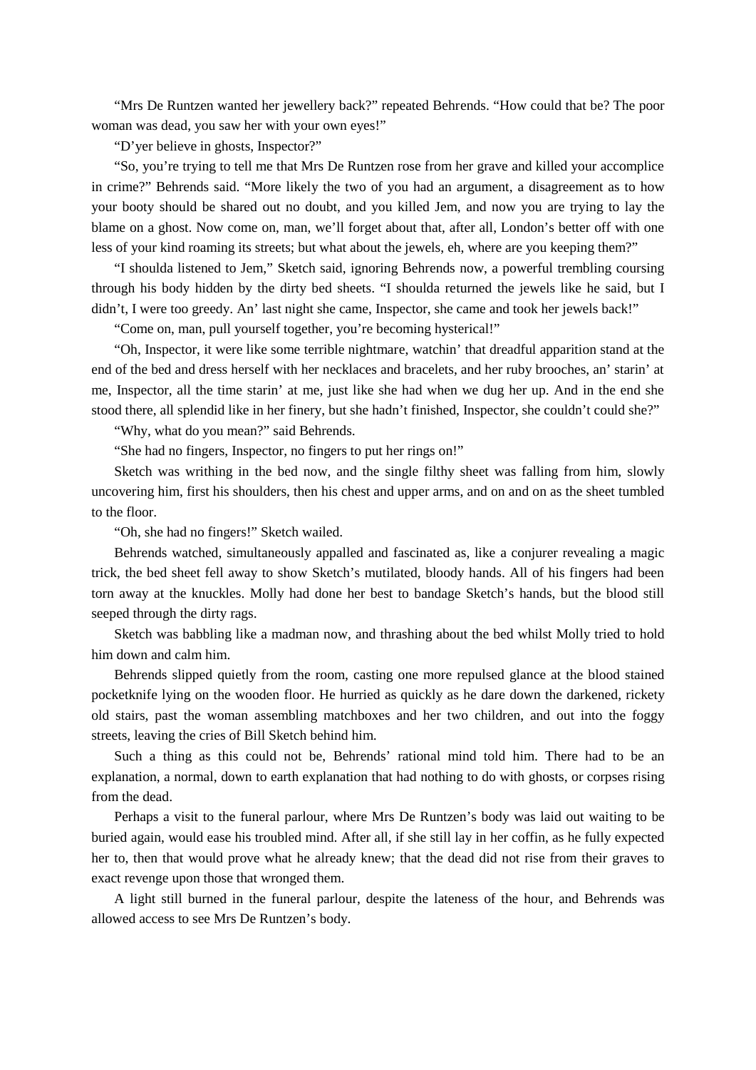"Mrs De Runtzen wanted her jewellery back?" repeated Behrends. "How could that be? The poor woman was dead, you saw her with your own eyes!"

"D'yer believe in ghosts, Inspector?"

"So, you're trying to tell me that Mrs De Runtzen rose from her grave and killed your accomplice in crime?" Behrends said. "More likely the two of you had an argument, a disagreement as to how your booty should be shared out no doubt, and you killed Jem, and now you are trying to lay the blame on a ghost. Now come on, man, we'll forget about that, after all, London's better off with one less of your kind roaming its streets; but what about the jewels, eh, where are you keeping them?"

"I shoulda listened to Jem," Sketch said, ignoring Behrends now, a powerful trembling coursing through his body hidden by the dirty bed sheets. "I shoulda returned the jewels like he said, but I didn't, I were too greedy. An' last night she came, Inspector, she came and took her jewels back!"

"Come on, man, pull yourself together, you're becoming hysterical!"

"Oh, Inspector, it were like some terrible nightmare, watchin' that dreadful apparition stand at the end of the bed and dress herself with her necklaces and bracelets, and her ruby brooches, an' starin' at me, Inspector, all the time starin' at me, just like she had when we dug her up. And in the end she stood there, all splendid like in her finery, but she hadn't finished, Inspector, she couldn't could she?"

"Why, what do you mean?" said Behrends.

"She had no fingers, Inspector, no fingers to put her rings on!"

Sketch was writhing in the bed now, and the single filthy sheet was falling from him, slowly uncovering him, first his shoulders, then his chest and upper arms, and on and on as the sheet tumbled to the floor.

"Oh, she had no fingers!" Sketch wailed.

Behrends watched, simultaneously appalled and fascinated as, like a conjurer revealing a magic trick, the bed sheet fell away to show Sketch's mutilated, bloody hands. All of his fingers had been torn away at the knuckles. Molly had done her best to bandage Sketch's hands, but the blood still seeped through the dirty rags.

Sketch was babbling like a madman now, and thrashing about the bed whilst Molly tried to hold him down and calm him.

Behrends slipped quietly from the room, casting one more repulsed glance at the blood stained pocketknife lying on the wooden floor. He hurried as quickly as he dare down the darkened, rickety old stairs, past the woman assembling matchboxes and her two children, and out into the foggy streets, leaving the cries of Bill Sketch behind him.

Such a thing as this could not be, Behrends' rational mind told him. There had to be an explanation, a normal, down to earth explanation that had nothing to do with ghosts, or corpses rising from the dead.

Perhaps a visit to the funeral parlour, where Mrs De Runtzen's body was laid out waiting to be buried again, would ease his troubled mind. After all, if she still lay in her coffin, as he fully expected her to, then that would prove what he already knew; that the dead did not rise from their graves to exact revenge upon those that wronged them.

A light still burned in the funeral parlour, despite the lateness of the hour, and Behrends was allowed access to see Mrs De Runtzen's body.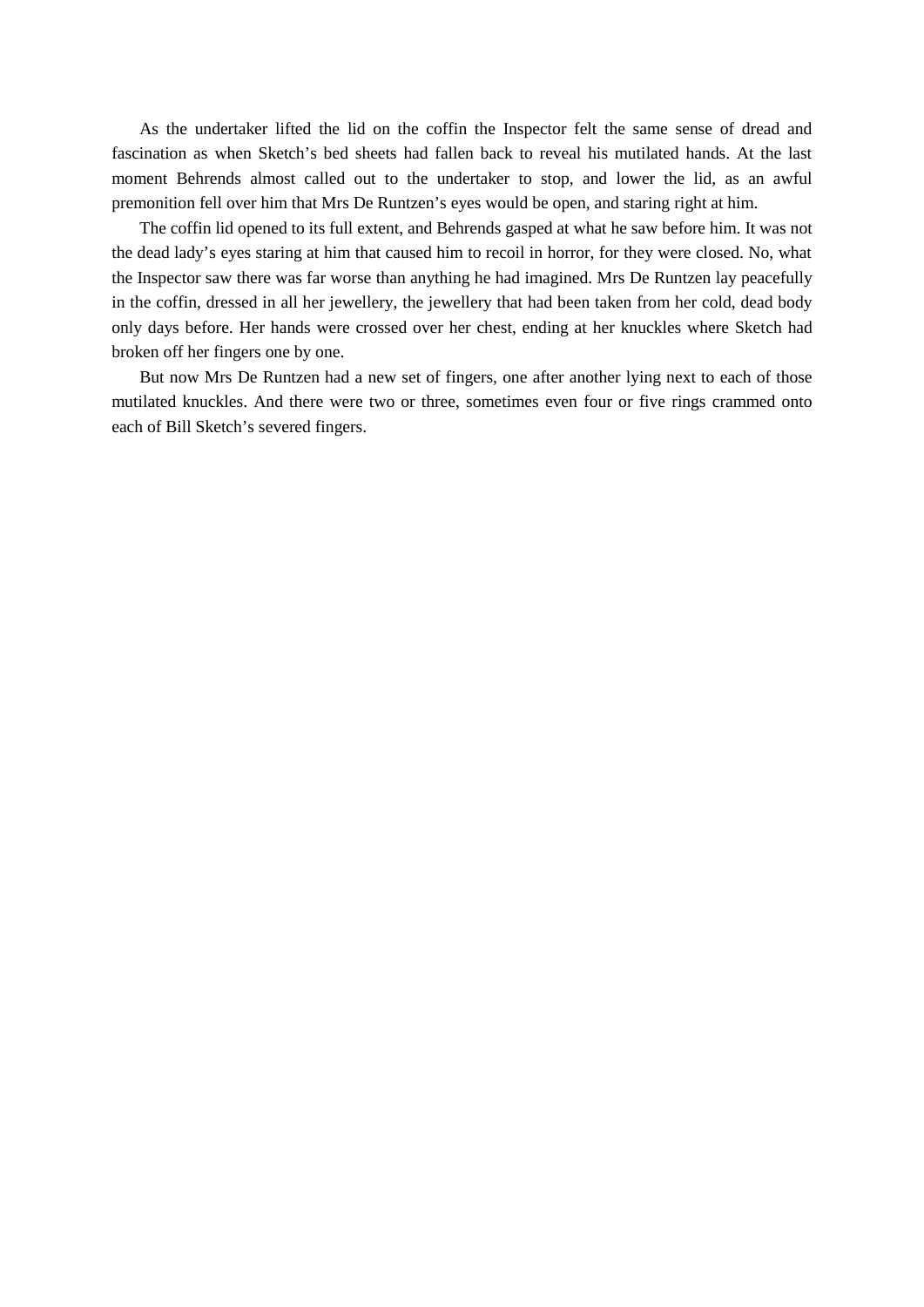As the undertaker lifted the lid on the coffin the Inspector felt the same sense of dread and fascination as when Sketch's bed sheets had fallen back to reveal his mutilated hands. At the last moment Behrends almost called out to the undertaker to stop, and lower the lid, as an awful premonition fell over him that Mrs De Runtzen's eyes would be open, and staring right at him.

The coffin lid opened to its full extent, and Behrends gasped at what he saw before him. It was not the dead lady's eyes staring at him that caused him to recoil in horror, for they were closed. No, what the Inspector saw there was far worse than anything he had imagined. Mrs De Runtzen lay peacefully in the coffin, dressed in all her jewellery, the jewellery that had been taken from her cold, dead body only days before. Her hands were crossed over her chest, ending at her knuckles where Sketch had broken off her fingers one by one.

But now Mrs De Runtzen had a new set of fingers, one after another lying next to each of those mutilated knuckles. And there were two or three, sometimes even four or five rings crammed onto each of Bill Sketch's severed fingers.